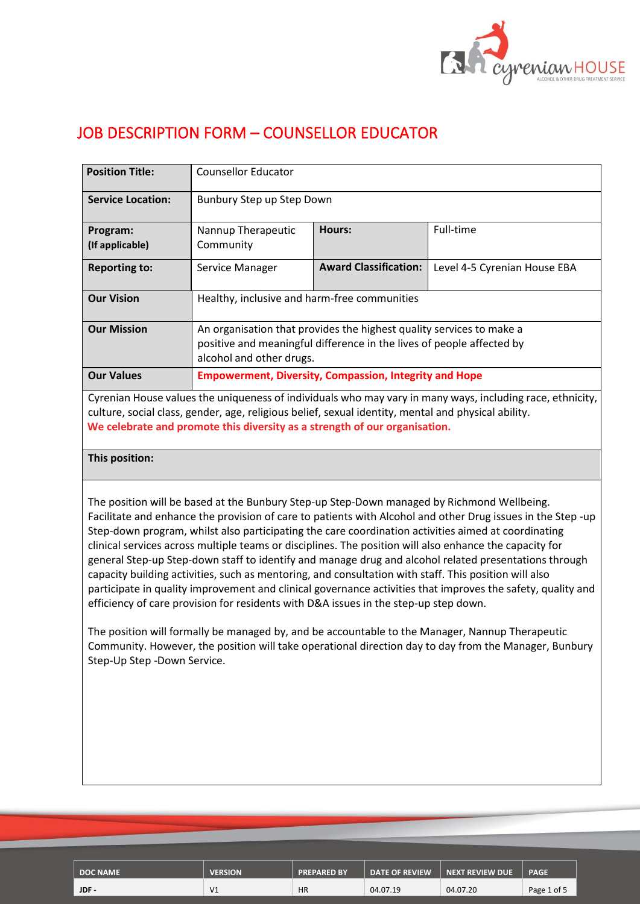# JOB DESCRIPTION FORM – COUNSELLOR EDUCATOR

| | | | |
|---|---|---|---|
| **Position Title:** | Counsellor Educator | | |
| **Service Location:** | Bunbury Step up Step Down | | |
| **Program: (If applicable)** | Nannup Therapeutic Community | **Hours:** | Full-time |
| **Reporting to:** | Service Manager | **Award Classification:** | Level 4-5 Cyrenian House EBA |
| **Our Vision** | Healthy, inclusive and harm-free communities | | |
| **Our Mission** | An organisation that provides the highest quality services to make a positive and meaningful difference in the lives of people affected by alcohol and other drugs. | | |
| **Our Values** | **Empowerment, Diversity, Compassion, Integrity and Hope** | | |

Cyrenian House values the uniqueness of individuals who may vary in many ways, including race, ethnicity, culture, social class, gender, age, religious belief, sexual identity, mental and physical ability.
**We celebrate and promote this diversity as a strength of our organisation.**

**This position:**

The position will be based at the Bunbury Step-up Step-Down managed by Richmond Wellbeing. Facilitate and enhance the provision of care to patients with Alcohol and other Drug issues in the Step -up Step-down program, whilst also participating the care coordination activities aimed at coordinating clinical services across multiple teams or disciplines. The position will also enhance the capacity for general Step-up Step-down staff to identify and manage drug and alcohol related presentations through capacity building activities, such as mentoring, and consultation with staff. This position will also participate in quality improvement and clinical governance activities that improves the safety, quality and efficiency of care provision for residents with D&A issues in the step-up step down.

The position will formally be managed by, and be accountable to the Manager, Nannup Therapeutic Community. However, the position will take operational direction day to day from the Manager, Bunbury Step-Up Step -Down Service.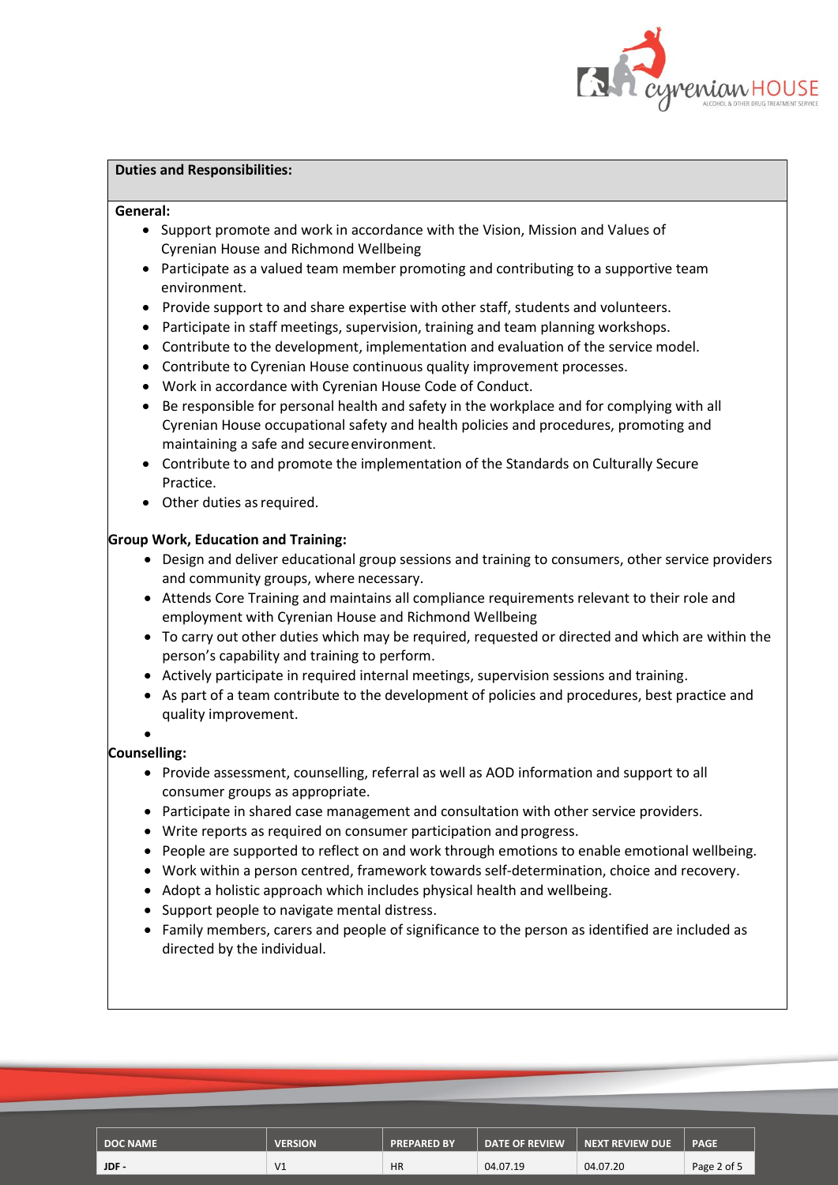**Duties and Responsibilities:**

**General:**

- Support promote and work in accordance with the Vision, Mission and Values of Cyrenian House and Richmond Wellbeing
- Participate as a valued team member promoting and contributing to a supportive team environment.
- Provide support to and share expertise with other staff, students and volunteers.
- Participate in staff meetings, supervision, training and team planning workshops.
- Contribute to the development, implementation and evaluation of the service model.
- Contribute to Cyrenian House continuous quality improvement processes.
- Work in accordance with Cyrenian House Code of Conduct.
- Be responsible for personal health and safety in the workplace and for complying with all Cyrenian House occupational safety and health policies and procedures, promoting and maintaining a safe and secure environment.
- Contribute to and promote the implementation of the Standards on Culturally Secure Practice.
- Other duties as required.

**Group Work, Education and Training:**

- Design and deliver educational group sessions and training to consumers, other service providers and community groups, where necessary.
- Attends Core Training and maintains all compliance requirements relevant to their role and employment with Cyrenian House and Richmond Wellbeing
- To carry out other duties which may be required, requested or directed and which are within the person's capability and training to perform.
- Actively participate in required internal meetings, supervision sessions and training.
- As part of a team contribute to the development of policies and procedures, best practice and quality improvement.

**Counselling:**

- Provide assessment, counselling, referral as well as AOD information and support to all consumer groups as appropriate.
- Participate in shared case management and consultation with other service providers.
- Write reports as required on consumer participation and progress.
- People are supported to reflect on and work through emotions to enable emotional wellbeing.
- Work within a person centred, framework towards self-determination, choice and recovery.
- Adopt a holistic approach which includes physical health and wellbeing.
- Support people to navigate mental distress.
- Family members, carers and people of significance to the person as identified are included as directed by the individual.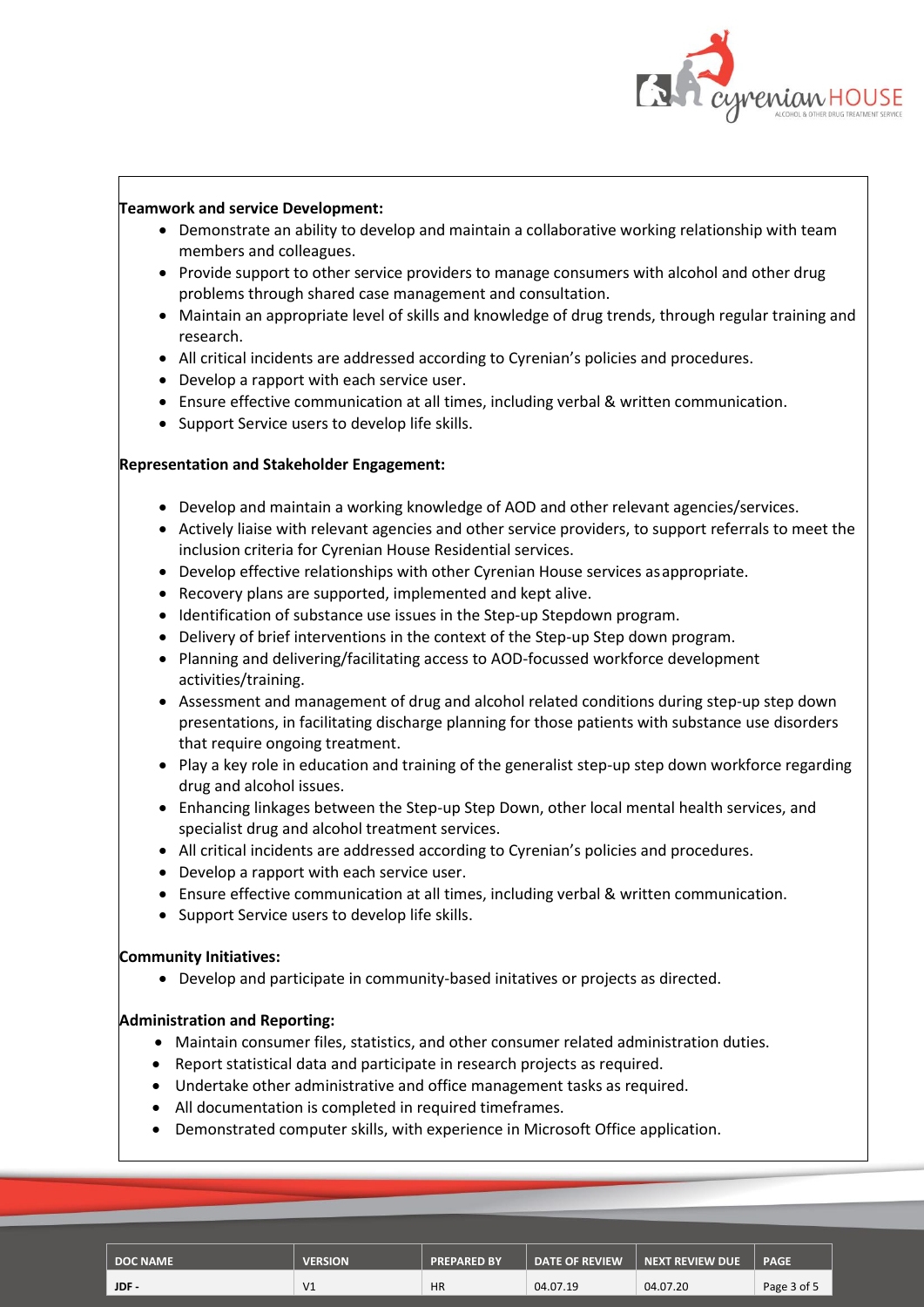**Teamwork and service Development:**

- Demonstrate an ability to develop and maintain a collaborative working relationship with team members and colleagues.
- Provide support to other service providers to manage consumers with alcohol and other drug problems through shared case management and consultation.
- Maintain an appropriate level of skills and knowledge of drug trends, through regular training and research.
- All critical incidents are addressed according to Cyrenian's policies and procedures.
- Develop a rapport with each service user.
- Ensure effective communication at all times, including verbal & written communication.
- Support Service users to develop life skills.

**Representation and Stakeholder Engagement:**

- Develop and maintain a working knowledge of AOD and other relevant agencies/services.
- Actively liaise with relevant agencies and other service providers, to support referrals to meet the inclusion criteria for Cyrenian House Residential services.
- Develop effective relationships with other Cyrenian House services as appropriate.
- Recovery plans are supported, implemented and kept alive.
- Identification of substance use issues in the Step-up Stepdown program.
- Delivery of brief interventions in the context of the Step-up Step down program.
- Planning and delivering/facilitating access to AOD-focussed workforce development activities/training.
- Assessment and management of drug and alcohol related conditions during step-up step down presentations, in facilitating discharge planning for those patients with substance use disorders that require ongoing treatment.
- Play a key role in education and training of the generalist step-up step down workforce regarding drug and alcohol issues.
- Enhancing linkages between the Step-up Step Down, other local mental health services, and specialist drug and alcohol treatment services.
- All critical incidents are addressed according to Cyrenian's policies and procedures.
- Develop a rapport with each service user.
- Ensure effective communication at all times, including verbal & written communication.
- Support Service users to develop life skills.

**Community Initiatives:**

- Develop and participate in community-based initatives or projects as directed.

**Administration and Reporting:**

- Maintain consumer files, statistics, and other consumer related administration duties.
- Report statistical data and participate in research projects as required.
- Undertake other administrative and office management tasks as required.
- All documentation is completed in required timeframes.
- Demonstrated computer skills, with experience in Microsoft Office application.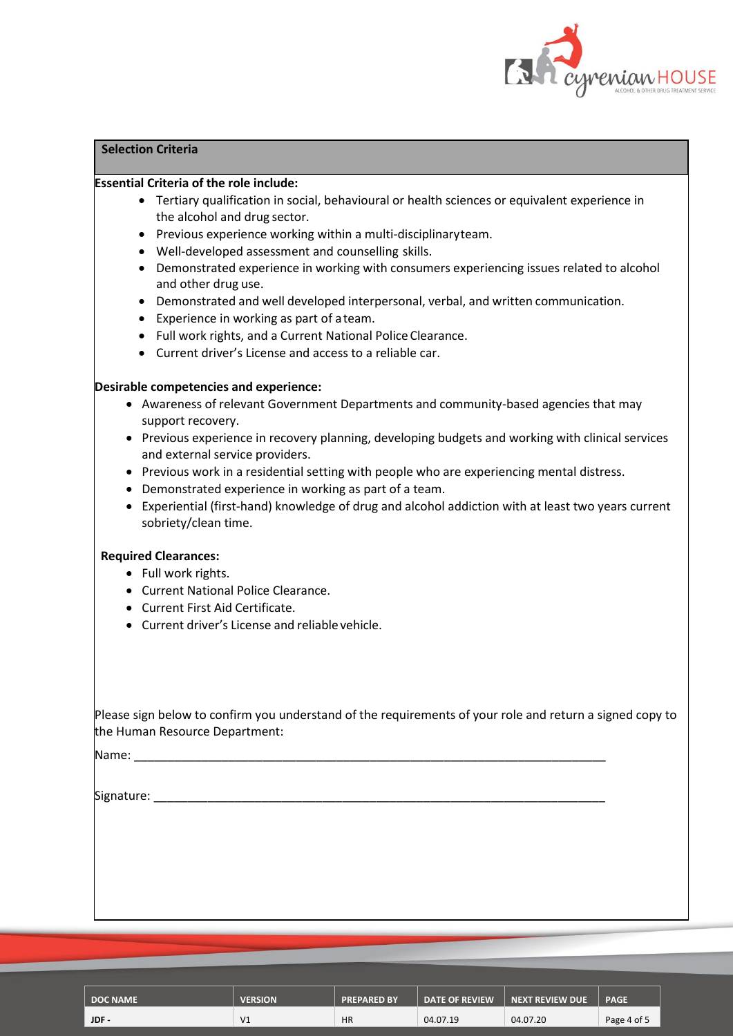## Selection Criteria

**Essential Criteria of the role include:**

- Tertiary qualification in social, behavioural or health sciences or equivalent experience in the alcohol and drug sector.
- Previous experience working within a multi-disciplinary team.
- Well-developed assessment and counselling skills.
- Demonstrated experience in working with consumers experiencing issues related to alcohol and other drug use.
- Demonstrated and well developed interpersonal, verbal, and written communication.
- Experience in working as part of a team.
- Full work rights, and a Current National Police Clearance.
- Current driver's License and access to a reliable car.

**Desirable competencies and experience:**

- Awareness of relevant Government Departments and community-based agencies that may support recovery.
- Previous experience in recovery planning, developing budgets and working with clinical services and external service providers.
- Previous work in a residential setting with people who are experiencing mental distress.
- Demonstrated experience in working as part of a team.
- Experiential (first-hand) knowledge of drug and alcohol addiction with at least two years current sobriety/clean time.

**Required Clearances:**

- Full work rights.
- Current National Police Clearance.
- Current First Aid Certificate.
- Current driver's License and reliable vehicle.

Please sign below to confirm you understand of the requirements of your role and return a signed copy to the Human Resource Department:

Name: ______________________________________________________________________

Signature: ___________________________________________________________________

| DOC NAME | VERSION | PREPARED BY | DATE OF REVIEW | NEXT REVIEW DUE | PAGE |
|---|---|---|---|---|---|
| JDF - | V1 | HR | 04.07.19 | 04.07.20 | Page 4 of 5 |